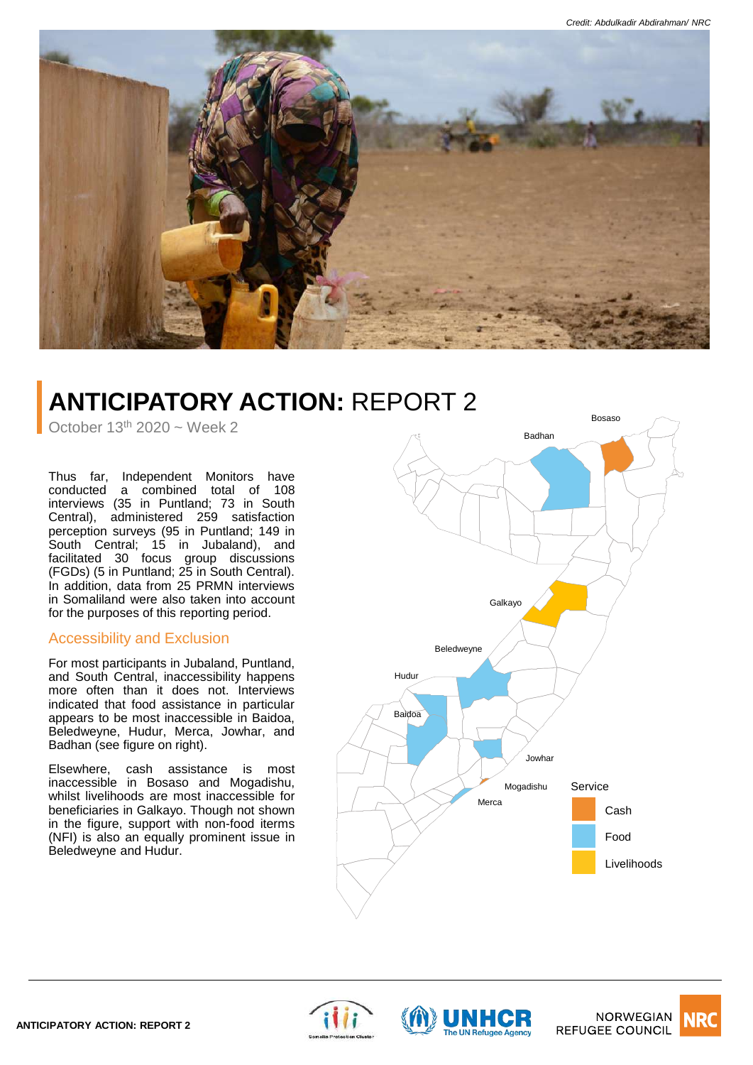Credit: Abdulkadir Abdirahman/ NRC

# ANTICIPATORY ACTION: REPORT 2

October 13th 2020 ~ Week 2

Thus far, Independent Monitors have conducted a combined total of 108 interviews (35 in Puntland; 73 in South Central), administered 259 satisfaction perception surveys (95 in Puntland; 149 in South Central; 15 in Jubaland), and facilitated 30 focus group discussions (FGDs) (5 in Puntland; 25 in South Central). In addition, data from 25 PRMN interviews in Somaliland were also taken into account for the purposes of this reporting period.

## Accessibility and Exclusion

For most participants in Jubaland, Puntland, and South Central, inaccessibility happens more often than it does not. Interviews indicated that food assistance in particular appears to be most inaccessible in Baidoa, Beledweyne, Hudur, Merca, Jowhar, and Badhan (see figure on right).

Elsewhere, cash assistance is most inaccessible in Bosaso and Mogadishu, whilst livelihoods are most inaccessible for beneficiaries in Galkayo. Though not shown in the figure, support with non-food iterms (NFI) is also an equally prominent issue in Beledweyne and Hudur.

Bosaso, Badhan, Galkayo, Beledweyne, Hudur, Baidoa, Jowhar, Mogadishu, Merca

Service: Cash, Food, Livelihoods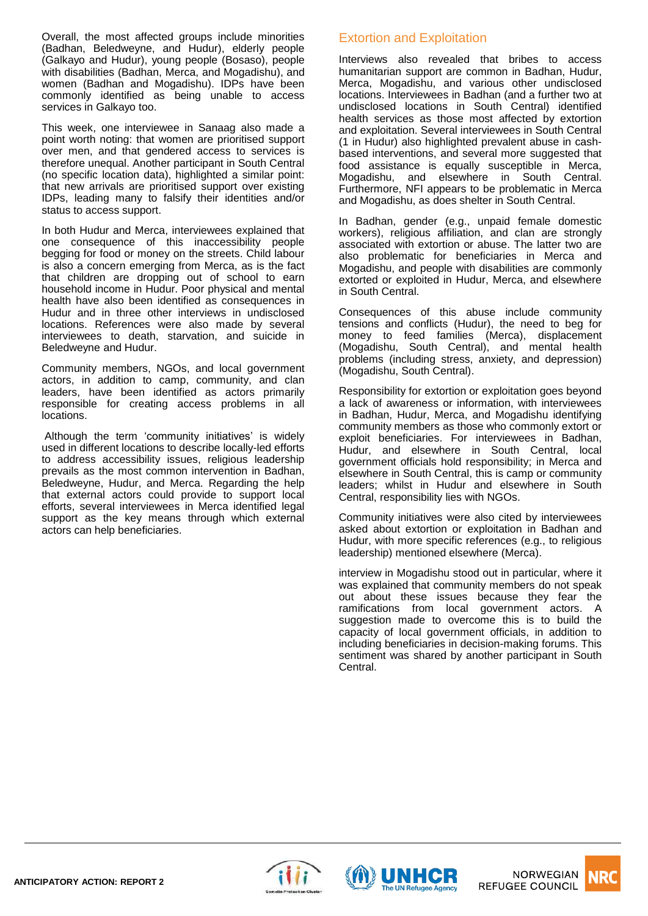Overall, the most affected groups include minorities (Badhan, Beledweyne, and Hudur), elderly people (Galkayo and Hudur), young people (Bosaso), people with disabilities (Badhan, Merca, and Mogadishu), and women (Badhan and Mogadishu). IDPs have been commonly identified as being unable to access services in Galkayo too.

This week, one interviewee in Sanaag also made a point worth noting: that women are prioritised support over men, and that gendered access to services is therefore unequal. Another participant in South Central (no specific location data), highlighted a similar point: that new arrivals are prioritised support over existing IDPs, leading many to falsify their identities and/or status to access support.

In both Hudur and Merca, interviewees explained that one consequence of this inaccessibility people begging for food or money on the streets. Child labour is also a concern emerging from Merca, as is the fact that children are dropping out of school to earn household income in Hudur. Poor physical and mental health have also been identified as consequences in Hudur and in three other interviews in undisclosed locations. References were also made by several interviewees to death, starvation, and suicide in Beledweyne and Hudur.

Community members, NGOs, and local government actors, in addition to camp, community, and clan leaders, have been identified as actors primarily responsible for creating access problems in all locations.

Although the term 'community initiatives' is widely used in different locations to describe locally-led efforts to address accessibility issues, religious leadership prevails as the most common intervention in Badhan, Beledweyne, Hudur, and Merca. Regarding the help that external actors could provide to support local efforts, several interviewees in Merca identified legal support as the key means through which external actors can help beneficiaries.

## Extortion and Exploitation

Interviews also revealed that bribes to access humanitarian support are common in Badhan, Hudur, Merca, Mogadishu, and various other undisclosed locations. Interviewees in Badhan (and a further two at undisclosed locations in South Central) identified health services as those most affected by extortion and exploitation. Several interviewees in South Central (1 in Hudur) also highlighted prevalent abuse in cash-based interventions, and several more suggested that food assistance is equally susceptible in Merca, Mogadishu, and elsewhere in South Central. Furthermore, NFI appears to be problematic in Merca and Mogadishu, as does shelter in South Central.

In Badhan, gender (e.g., unpaid female domestic workers), religious affiliation, and clan are strongly associated with extortion or abuse. The latter two are also problematic for beneficiaries in Merca and Mogadishu, and people with disabilities are commonly extorted or exploited in Hudur, Merca, and elsewhere in South Central.

Consequences of this abuse include community tensions and conflicts (Hudur), the need to beg for money to feed families (Merca), displacement (Mogadishu, South Central), and mental health problems (including stress, anxiety, and depression) (Mogadishu, South Central).

Responsibility for extortion or exploitation goes beyond a lack of awareness or information, with interviewees in Badhan, Hudur, Merca, and Mogadishu identifying community members as those who commonly extort or exploit beneficiaries. For interviewees in Badhan, Hudur, and elsewhere in South Central, local government officials hold responsibility; in Merca and elsewhere in South Central, this is camp or community leaders; whilst in Hudur and elsewhere in South Central, responsibility lies with NGOs.

Community initiatives were also cited by interviewees asked about extortion or exploitation in Badhan and Hudur, with more specific references (e.g., to religious leadership) mentioned elsewhere (Merca).

interview in Mogadishu stood out in particular, where it was explained that community members do not speak out about these issues because they fear the ramifications from local government actors. A suggestion made to overcome this is to build the capacity of local government officials, in addition to including beneficiaries in decision-making forums. This sentiment was shared by another participant in South Central.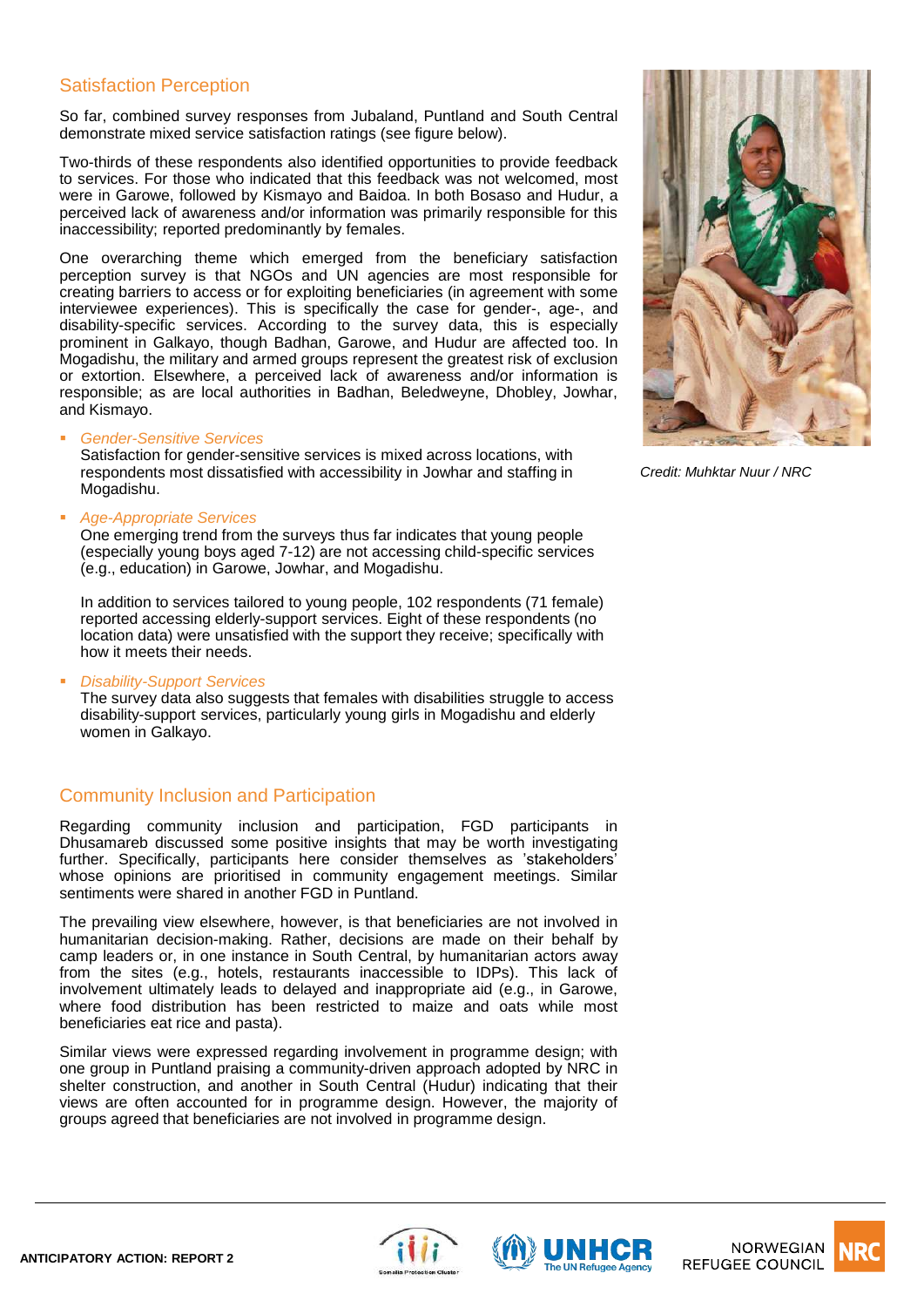## Satisfaction Perception

So far, combined survey responses from Jubaland, Puntland and South Central demonstrate mixed service satisfaction ratings (see figure below).

Two-thirds of these respondents also identified opportunities to provide feedback to services. For those who indicated that this feedback was not welcomed, most were in Garowe, followed by Kismayo and Baidoa. In both Bosaso and Hudur, a perceived lack of awareness and/or information was primarily responsible for this inaccessibility; reported predominantly by females.

One overarching theme which emerged from the beneficiary satisfaction perception survey is that NGOs and UN agencies are most responsible for creating barriers to access or for exploiting beneficiaries (in agreement with some interviewee experiences). This is specifically the case for gender-, age-, and disability-specific services. According to the survey data, this is especially prominent in Galkayo, though Badhan, Garowe, and Hudur are affected too. In Mogadishu, the military and armed groups represent the greatest risk of exclusion or extortion. Elsewhere, a perceived lack of awareness and/or information is responsible; as are local authorities in Badhan, Beledweyne, Dhobley, Jowhar, and Kismayo.

- *Gender-Sensitive Services*
  Satisfaction for gender-sensitive services is mixed across locations, with respondents most dissatisfied with accessibility in Jowhar and staffing in Mogadishu.

- *Age-Appropriate Services*
  One emerging trend from the surveys thus far indicates that young people (especially young boys aged 7-12) are not accessing child-specific services (e.g., education) in Garowe, Jowhar, and Mogadishu.

  In addition to services tailored to young people, 102 respondents (71 female) reported accessing elderly-support services. Eight of these respondents (no location data) were unsatisfied with the support they receive; specifically with how it meets their needs.

- *Disability-Support Services*
  The survey data also suggests that females with disabilities struggle to access disability-support services, particularly young girls in Mogadishu and elderly women in Galkayo.

*Credit: Muhktar Nuur / NRC*

## Community Inclusion and Participation

Regarding community inclusion and participation, FGD participants in Dhusamareb discussed some positive insights that may be worth investigating further. Specifically, participants here consider themselves as 'stakeholders' whose opinions are prioritised in community engagement meetings. Similar sentiments were shared in another FGD in Puntland.

The prevailing view elsewhere, however, is that beneficiaries are not involved in humanitarian decision-making. Rather, decisions are made on their behalf by camp leaders or, in one instance in South Central, by humanitarian actors away from the sites (e.g., hotels, restaurants inaccessible to IDPs). This lack of involvement ultimately leads to delayed and inappropriate aid (e.g., in Garowe, where food distribution has been restricted to maize and oats while most beneficiaries eat rice and pasta).

Similar views were expressed regarding involvement in programme design; with one group in Puntland praising a community-driven approach adopted by NRC in shelter construction, and another in South Central (Hudur) indicating that their views are often accounted for in programme design. However, the majority of groups agreed that beneficiaries are not involved in programme design.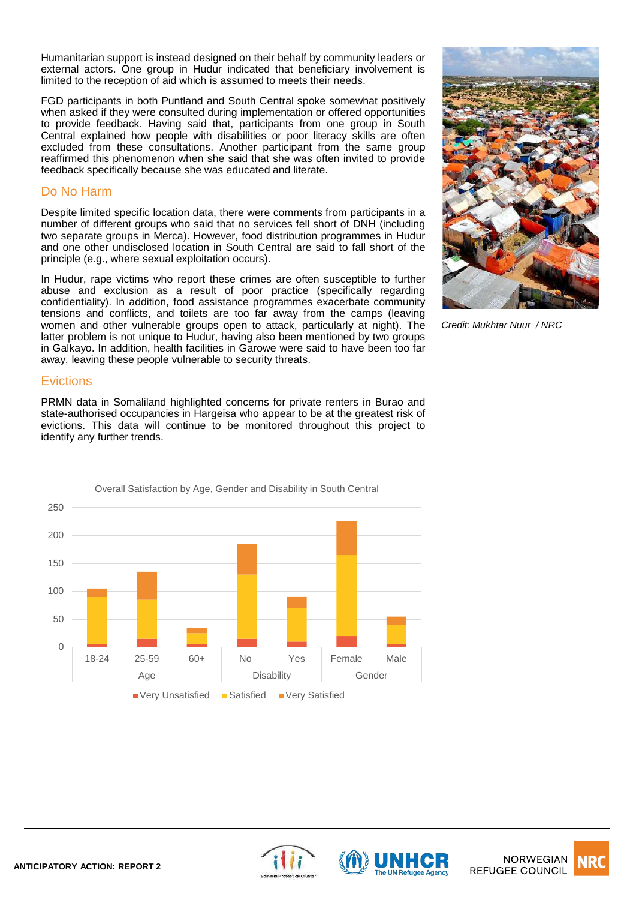Humanitarian support is instead designed on their behalf by community leaders or external actors. One group in Hudur indicated that beneficiary involvement is limited to the reception of aid which is assumed to meets their needs.

FGD participants in both Puntland and South Central spoke somewhat positively when asked if they were consulted during implementation or offered opportunities to provide feedback. Having said that, participants from one group in South Central explained how people with disabilities or poor literacy skills are often excluded from these consultations. Another participant from the same group reaffirmed this phenomenon when she said that she was often invited to provide feedback specifically because she was educated and literate.

## Do No Harm

Despite limited specific location data, there were comments from participants in a number of different groups who said that no services fell short of DNH (including two separate groups in Merca). However, food distribution programmes in Hudur and one other undisclosed location in South Central are said to fall short of the principle (e.g., where sexual exploitation occurs).

In Hudur, rape victims who report these crimes are often susceptible to further abuse and exclusion as a result of poor practice (specifically regarding confidentiality). In addition, food assistance programmes exacerbate community tensions and conflicts, and toilets are too far away from the camps (leaving women and other vulnerable groups open to attack, particularly at night). The latter problem is not unique to Hudur, having also been mentioned by two groups in Galkayo. In addition, health facilities in Garowe were said to have been too far away, leaving these people vulnerable to security threats.

*Credit: Mukhtar Nuur / NRC*

## Evictions

PRMN data in Somaliland highlighted concerns for private renters in Burao and state-authorised occupancies in Hargeisa who appear to be at the greatest risk of evictions. This data will continue to be monitored throughout this project to identify any further trends.

Overall Satisfaction by Age, Gender and Disability in South Central

250
200
150
100
50
0

18-24 25-59 60+ No Yes Female Male

Age Disability Gender

Very Unsatisfied Satisfied Very Satisfied